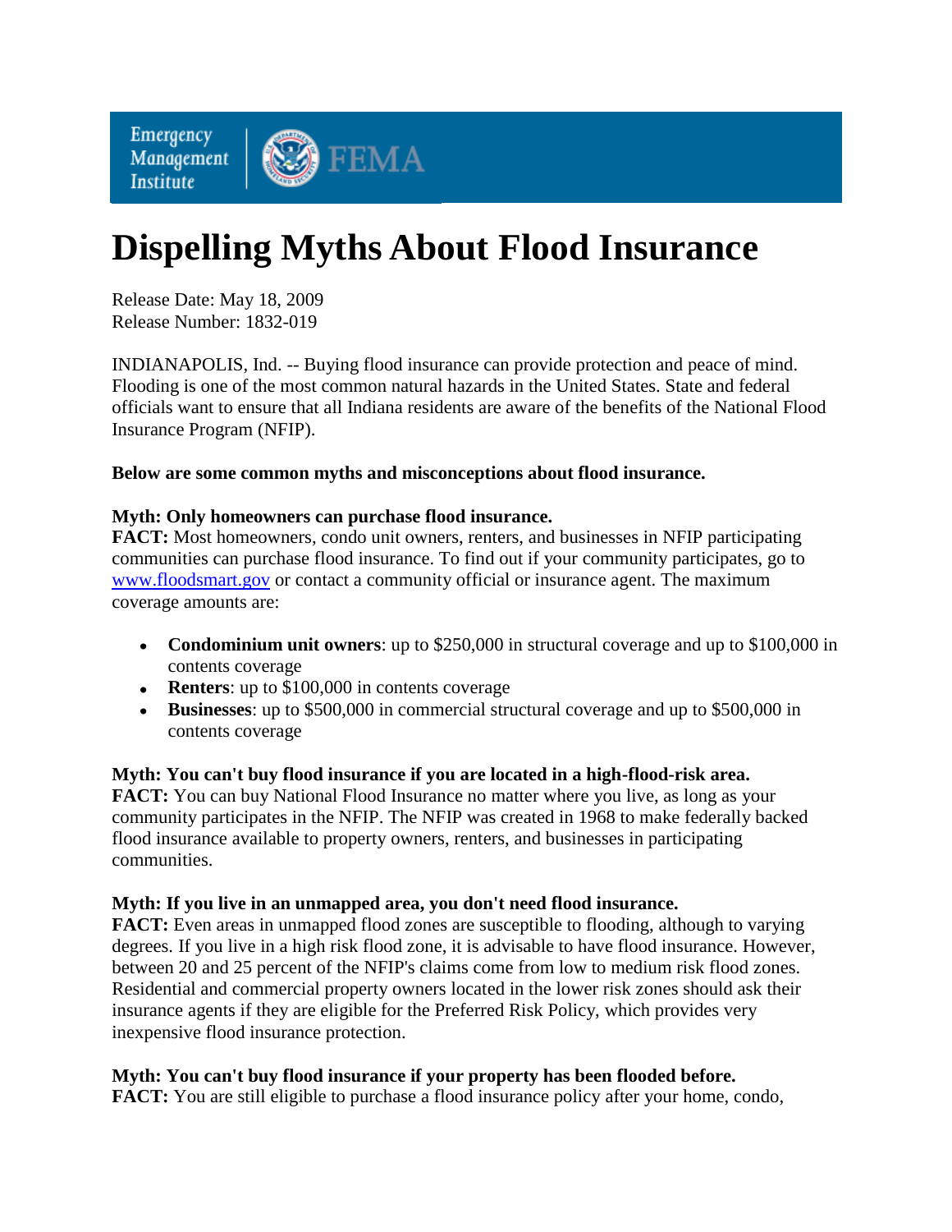Emergency Management Institute | FEMA

# Dispelling Myths About Flood Insurance

Release Date: May 18, 2009
Release Number: 1832-019

INDIANAPOLIS, Ind. -- Buying flood insurance can provide protection and peace of mind. Flooding is one of the most common natural hazards in the United States. State and federal officials want to ensure that all Indiana residents are aware of the benefits of the National Flood Insurance Program (NFIP).

**Below are some common myths and misconceptions about flood insurance.**

**Myth: Only homeowners can purchase flood insurance.**
**FACT:** Most homeowners, condo unit owners, renters, and businesses in NFIP participating communities can purchase flood insurance. To find out if your community participates, go to [www.floodsmart.gov](http://www.floodsmart.gov) or contact a community official or insurance agent. The maximum coverage amounts are:

- **Condominium unit owners**: up to $250,000 in structural coverage and up to $100,000 in contents coverage
- **Renters**: up to $100,000 in contents coverage
- **Businesses**: up to $500,000 in commercial structural coverage and up to $500,000 in contents coverage

**Myth: You can't buy flood insurance if you are located in a high-flood-risk area.**
**FACT:** You can buy National Flood Insurance no matter where you live, as long as your community participates in the NFIP. The NFIP was created in 1968 to make federally backed flood insurance available to property owners, renters, and businesses in participating communities.

**Myth: If you live in an unmapped area, you don't need flood insurance.**
**FACT:** Even areas in unmapped flood zones are susceptible to flooding, although to varying degrees. If you live in a high risk flood zone, it is advisable to have flood insurance. However, between 20 and 25 percent of the NFIP's claims come from low to medium risk flood zones. Residential and commercial property owners located in the lower risk zones should ask their insurance agents if they are eligible for the Preferred Risk Policy, which provides very inexpensive flood insurance protection.

**Myth: You can't buy flood insurance if your property has been flooded before.**
**FACT:** You are still eligible to purchase a flood insurance policy after your home, condo,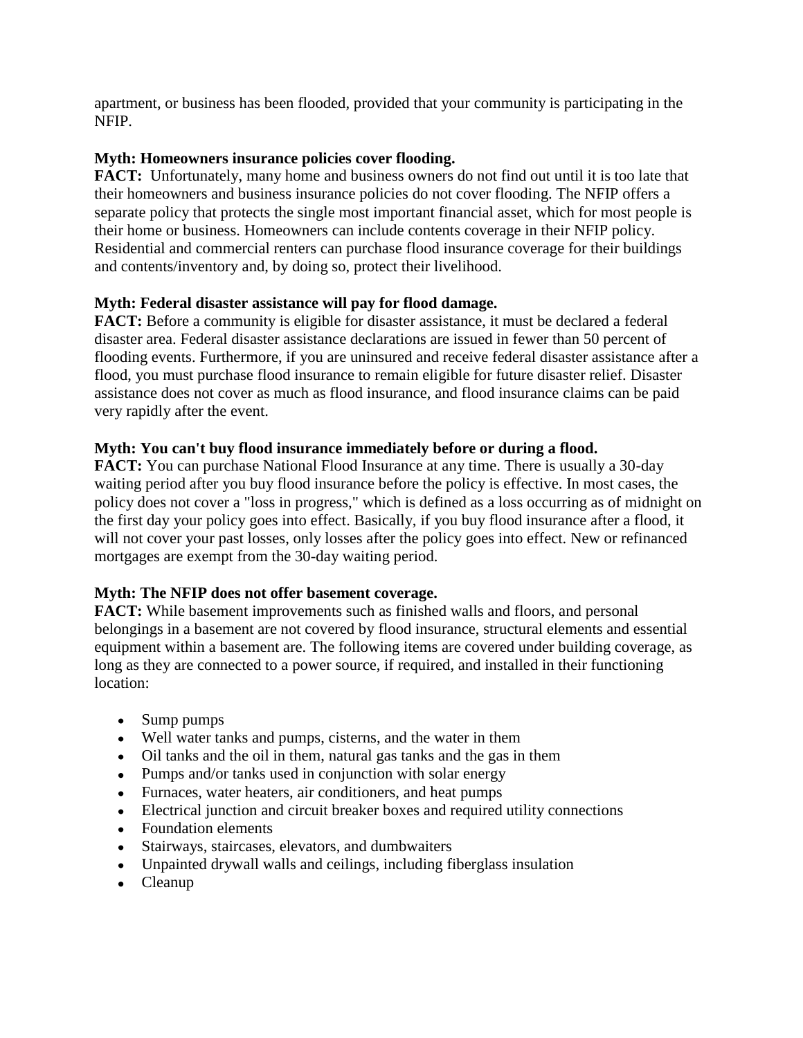apartment, or business has been flooded, provided that your community is participating in the NFIP.

**Myth: Homeowners insurance policies cover flooding.**
**FACT:** Unfortunately, many home and business owners do not find out until it is too late that their homeowners and business insurance policies do not cover flooding. The NFIP offers a separate policy that protects the single most important financial asset, which for most people is their home or business. Homeowners can include contents coverage in their NFIP policy. Residential and commercial renters can purchase flood insurance coverage for their buildings and contents/inventory and, by doing so, protect their livelihood.

**Myth: Federal disaster assistance will pay for flood damage.**
**FACT:** Before a community is eligible for disaster assistance, it must be declared a federal disaster area. Federal disaster assistance declarations are issued in fewer than 50 percent of flooding events. Furthermore, if you are uninsured and receive federal disaster assistance after a flood, you must purchase flood insurance to remain eligible for future disaster relief. Disaster assistance does not cover as much as flood insurance, and flood insurance claims can be paid very rapidly after the event.

**Myth: You can't buy flood insurance immediately before or during a flood.**
**FACT:** You can purchase National Flood Insurance at any time. There is usually a 30-day waiting period after you buy flood insurance before the policy is effective. In most cases, the policy does not cover a "loss in progress," which is defined as a loss occurring as of midnight on the first day your policy goes into effect. Basically, if you buy flood insurance after a flood, it will not cover your past losses, only losses after the policy goes into effect. New or refinanced mortgages are exempt from the 30-day waiting period.

**Myth: The NFIP does not offer basement coverage.**
**FACT:** While basement improvements such as finished walls and floors, and personal belongings in a basement are not covered by flood insurance, structural elements and essential equipment within a basement are. The following items are covered under building coverage, as long as they are connected to a power source, if required, and installed in their functioning location:

- Sump pumps
- Well water tanks and pumps, cisterns, and the water in them
- Oil tanks and the oil in them, natural gas tanks and the gas in them
- Pumps and/or tanks used in conjunction with solar energy
- Furnaces, water heaters, air conditioners, and heat pumps
- Electrical junction and circuit breaker boxes and required utility connections
- Foundation elements
- Stairways, staircases, elevators, and dumbwaiters
- Unpainted drywall walls and ceilings, including fiberglass insulation
- Cleanup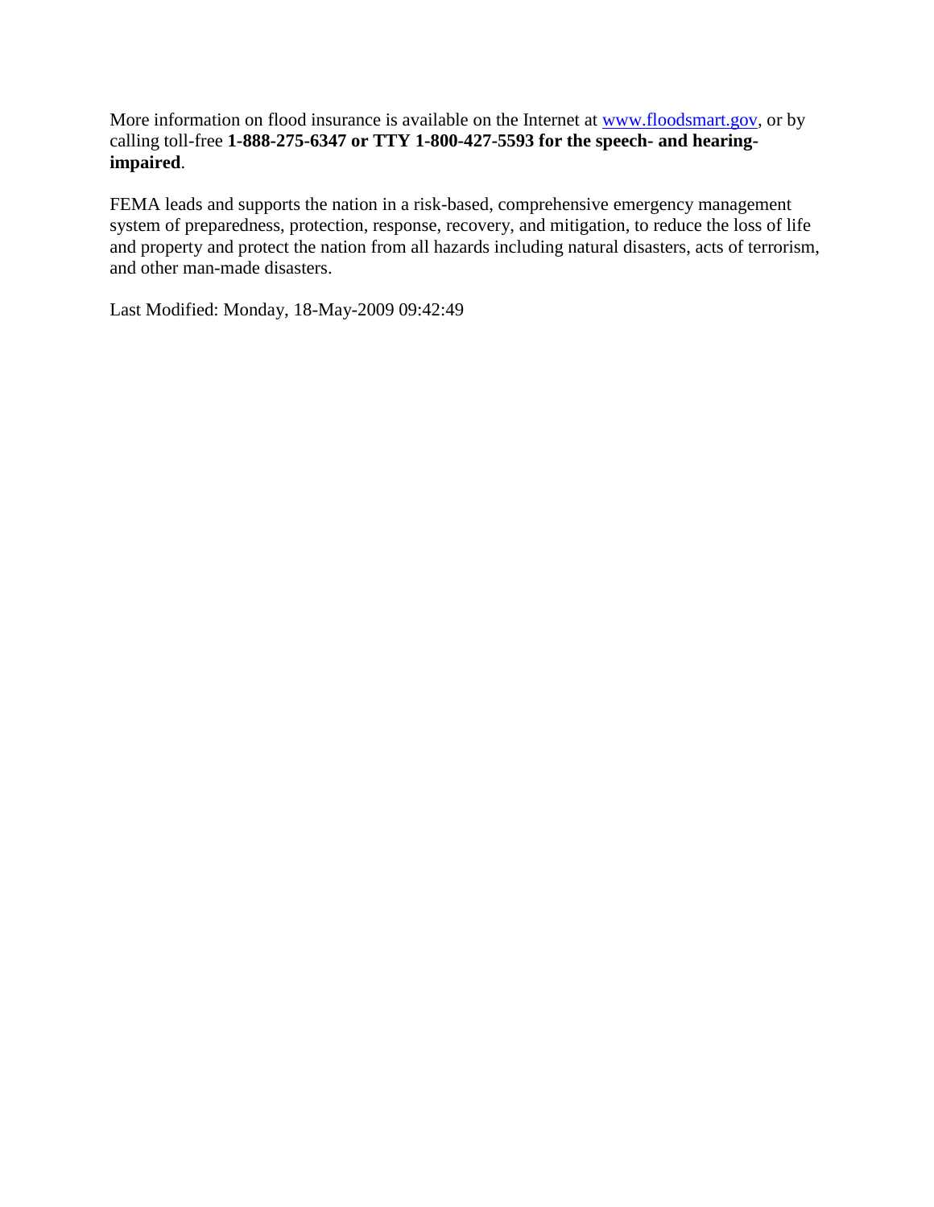More information on flood insurance is available on the Internet at [www.floodsmart.gov](http://www.floodsmart.gov), or by calling toll-free **1-888-275-6347 or TTY 1-800-427-5593 for the speech- and hearing-impaired**.

FEMA leads and supports the nation in a risk-based, comprehensive emergency management system of preparedness, protection, response, recovery, and mitigation, to reduce the loss of life and property and protect the nation from all hazards including natural disasters, acts of terrorism, and other man-made disasters.

Last Modified: Monday, 18-May-2009 09:42:49